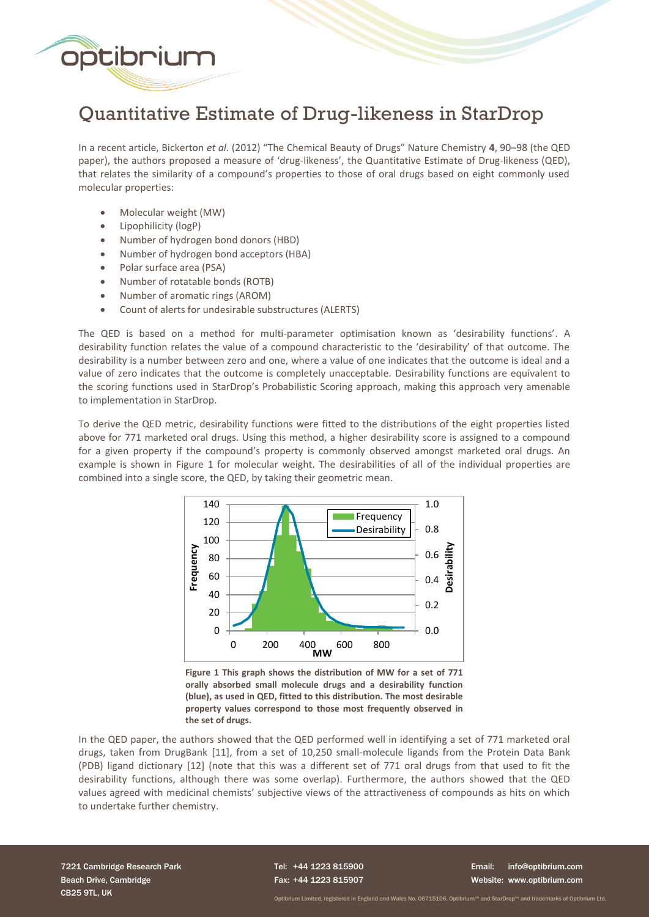# Quantitative Estimate of Drug-likeness in StarDrop

In a recent article, Bickerton *et al.* (2012) "The Chemical Beauty of Drugs" Nature Chemistry **4**, 90–98 (the QED paper), the authors proposed a measure of 'drug-likeness', the Quantitative Estimate of Drug-likeness (QED), that relates the similarity of a compound's properties to those of oral drugs based on eight commonly used molecular properties:

- Molecular weight (MW)
- Lipophilicity (logP)
- Number of hydrogen bond donors (HBD)
- Number of hydrogen bond acceptors (HBA)
- Polar surface area (PSA)
- Number of rotatable bonds (ROTB)
- Number of aromatic rings (AROM)
- Count of alerts for undesirable substructures (ALERTS)

The QED is based on a method for multi-parameter optimisation known as 'desirability functions'. A desirability function relates the value of a compound characteristic to the 'desirability' of that outcome. The desirability is a number between zero and one, where a value of one indicates that the outcome is ideal and a value of zero indicates that the outcome is completely unacceptable. Desirability functions are equivalent to the scoring functions used in StarDrop's Probabilistic Scoring approach, making this approach very amenable to implementation in StarDrop.

To derive the QED metric, desirability functions were fitted to the distributions of the eight properties listed above for 771 marketed oral drugs. Using this method, a higher desirability score is assigned to a compound for a given property if the compound's property is commonly observed amongst marketed oral drugs. An example is shown in Figure 1 for molecular weight. The desirabilities of all of the individual properties are combined into a single score, the QED, by taking their geometric mean.

**Figure 1 This graph shows the distribution of MW for a set of 771 orally absorbed small molecule drugs and a desirability function (blue), as used in QED, fitted to this distribution. The most desirable property values correspond to those most frequently observed in the set of drugs.**

In the QED paper, the authors showed that the QED performed well in identifying a set of 771 marketed oral drugs, taken from DrugBank [11], from a set of 10,250 small-molecule ligands from the Protein Data Bank (PDB) ligand dictionary [12] (note that this was a different set of 771 oral drugs from that used to fit the desirability functions, although there was some overlap). Furthermore, the authors showed that the QED values agreed with medicinal chemists' subjective views of the attractiveness of compounds as hits on which to undertake further chemistry.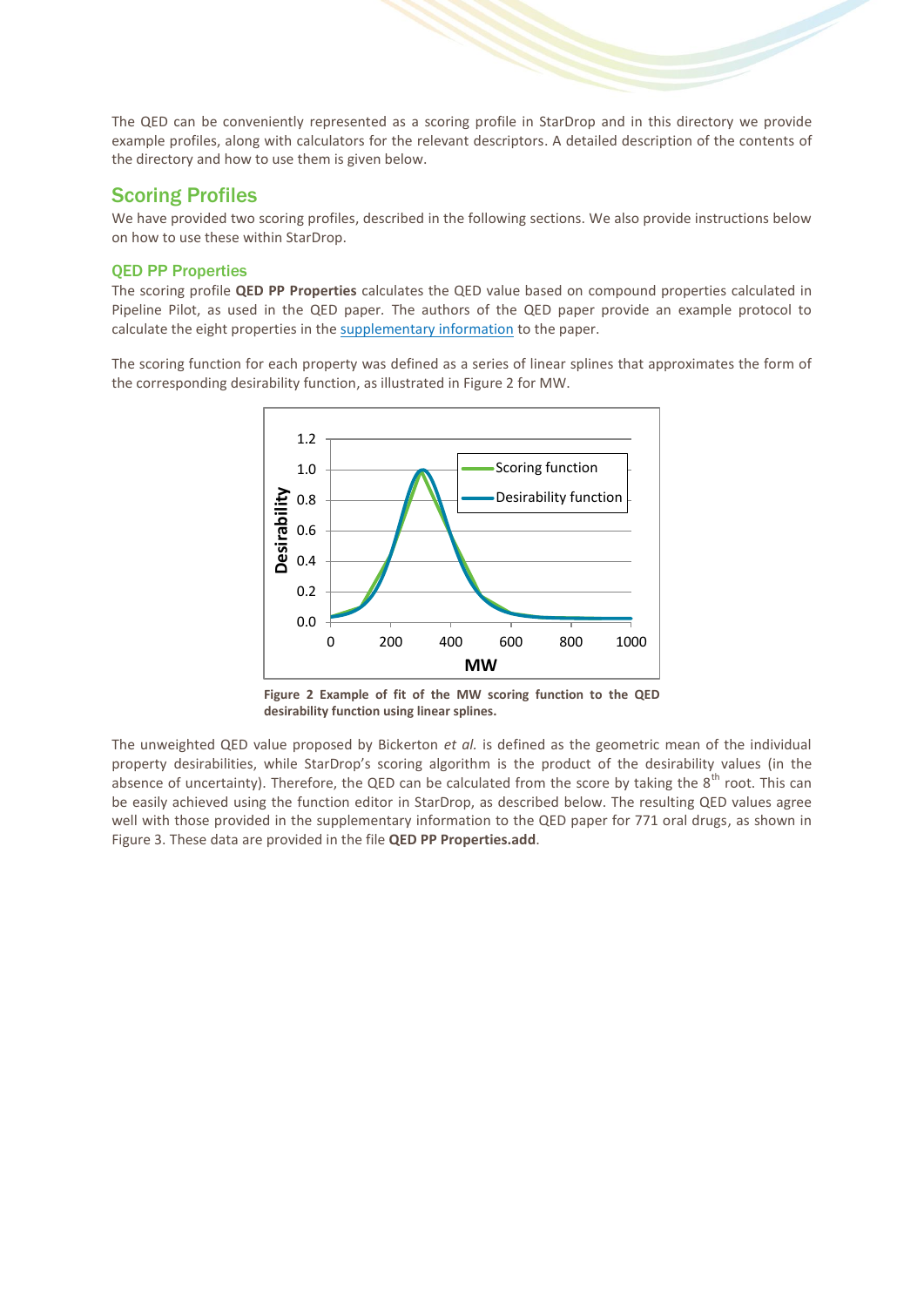The QED can be conveniently represented as a scoring profile in StarDrop and in this directory we provide example profiles, along with calculators for the relevant descriptors. A detailed description of the contents of the directory and how to use them is given below.

## Scoring Profiles

We have provided two scoring profiles, described in the following sections. We also provide instructions below on how to use these within StarDrop.

### QED PP Properties

The scoring profile **QED PP Properties** calculates the QED value based on compound properties calculated in Pipeline Pilot, as used in the QED paper. The authors of the QED paper provide an example protocol to calculate the eight properties in the supplementary information to the paper.

The scoring function for each property was defined as a series of linear splines that approximates the form of the corresponding desirability function, as illustrated in Figure 2 for MW.

**Figure 2 Example of fit of the MW scoring function to the QED desirability function using linear splines.**

The unweighted QED value proposed by Bickerton *et al.* is defined as the geometric mean of the individual property desirabilities, while StarDrop's scoring algorithm is the product of the desirability values (in the absence of uncertainty). Therefore, the QED can be calculated from the score by taking the 8$^{th}$ root. This can be easily achieved using the function editor in StarDrop, as described below. The resulting QED values agree well with those provided in the supplementary information to the QED paper for 771 oral drugs, as shown in Figure 3. These data are provided in the file **QED PP Properties.add**.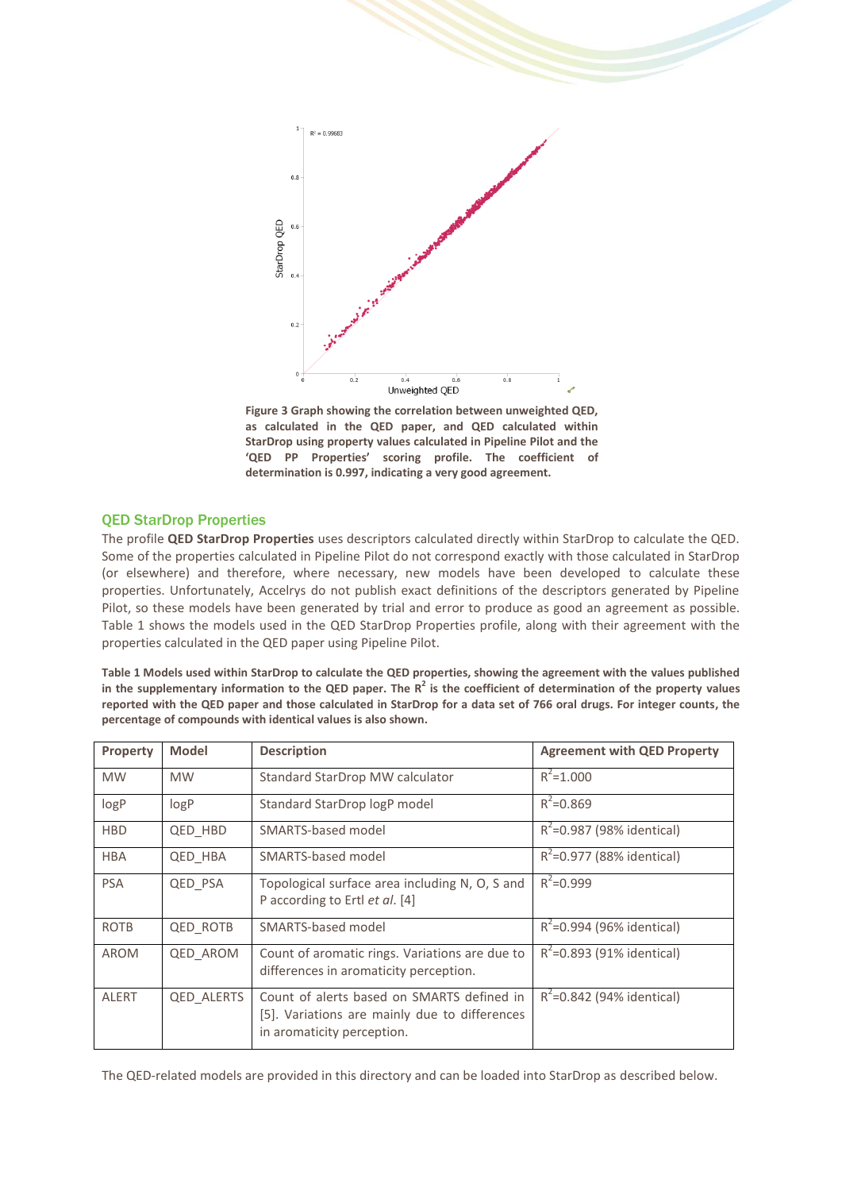**Figure 3 Graph showing the correlation between unweighted QED, as calculated in the QED paper, and QED calculated within StarDrop using property values calculated in Pipeline Pilot and the 'QED PP Properties' scoring profile. The coefficient of determination is 0.997, indicating a very good agreement.**

## QED StarDrop Properties

The profile **QED StarDrop Properties** uses descriptors calculated directly within StarDrop to calculate the QED. Some of the properties calculated in Pipeline Pilot do not correspond exactly with those calculated in StarDrop (or elsewhere) and therefore, where necessary, new models have been developed to calculate these properties. Unfortunately, Accelrys do not publish exact definitions of the descriptors generated by Pipeline Pilot, so these models have been generated by trial and error to produce as good an agreement as possible. Table 1 shows the models used in the QED StarDrop Properties profile, along with their agreement with the properties calculated in the QED paper using Pipeline Pilot.

**Table 1 Models used within StarDrop to calculate the QED properties, showing the agreement with the values published in the supplementary information to the QED paper. The $R^2$ is the coefficient of determination of the property values reported with the QED paper and those calculated in StarDrop for a data set of 766 oral drugs. For integer counts, the percentage of compounds with identical values is also shown.**

| Property | Model | Description | Agreement with QED Property |
|---|---|---|---|
| MW | MW | Standard StarDrop MW calculator | $R^2$=1.000 |
| logP | logP | Standard StarDrop logP model | $R^2$=0.869 |
| HBD | QED_HBD | SMARTS-based model | $R^2$=0.987 (98% identical) |
| HBA | QED_HBA | SMARTS-based model | $R^2$=0.977 (88% identical) |
| PSA | QED_PSA | Topological surface area including N, O, S and P according to Ertl *et al.* [4] | $R^2$=0.999 |
| ROTB | QED_ROTB | SMARTS-based model | $R^2$=0.994 (96% identical) |
| AROM | QED_AROM | Count of aromatic rings. Variations are due to differences in aromaticity perception. | $R^2$=0.893 (91% identical) |
| ALERT | QED_ALERTS | Count of alerts based on SMARTS defined in [5]. Variations are mainly due to differences in aromaticity perception. | $R^2$=0.842 (94% identical) |

The QED-related models are provided in this directory and can be loaded into StarDrop as described below.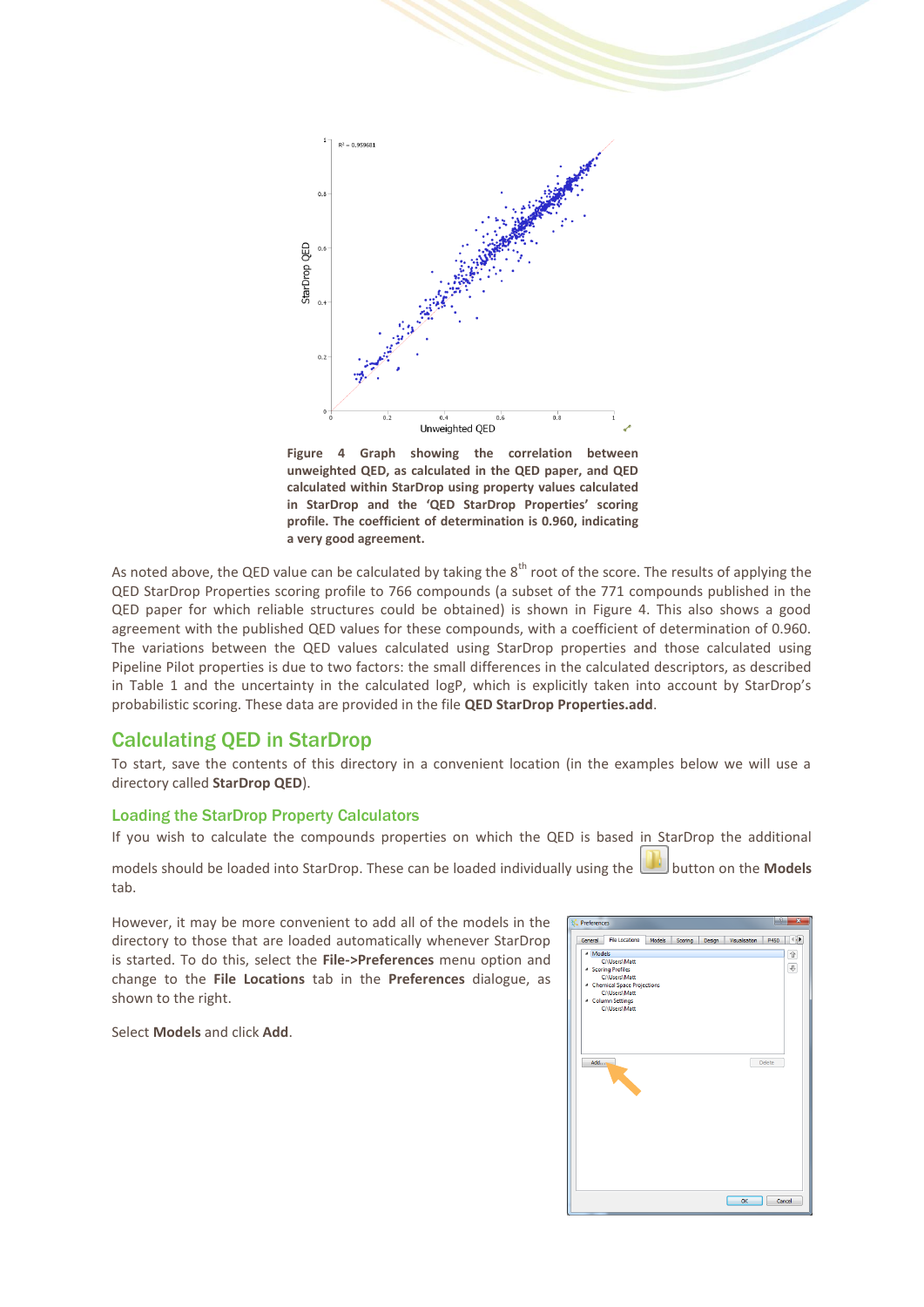**Figure 4 Graph showing the correlation between unweighted QED, as calculated in the QED paper, and QED calculated within StarDrop using property values calculated in StarDrop and the 'QED StarDrop Properties' scoring profile. The coefficient of determination is 0.960, indicating a very good agreement.**

As noted above, the QED value can be calculated by taking the $8^{th}$ root of the score. The results of applying the QED StarDrop Properties scoring profile to 766 compounds (a subset of the 771 compounds published in the QED paper for which reliable structures could be obtained) is shown in Figure 4. This also shows a good agreement with the published QED values for these compounds, with a coefficient of determination of 0.960. The variations between the QED values calculated using StarDrop properties and those calculated using Pipeline Pilot properties is due to two factors: the small differences in the calculated descriptors, as described in Table 1 and the uncertainty in the calculated logP, which is explicitly taken into account by StarDrop's probabilistic scoring. These data are provided in the file **QED StarDrop Properties.add**.

## Calculating QED in StarDrop

To start, save the contents of this directory in a convenient location (in the examples below we will use a directory called **StarDrop QED**).

### Loading the StarDrop Property Calculators

If you wish to calculate the compounds properties on which the QED is based in StarDrop the additional models should be loaded into StarDrop. These can be loaded individually using the button on the **Models** tab.

However, it may be more convenient to add all of the models in the directory to those that are loaded automatically whenever StarDrop is started. To do this, select the **File->Preferences** menu option and change to the **File Locations** tab in the **Preferences** dialogue, as shown to the right.

Select **Models** and click **Add**.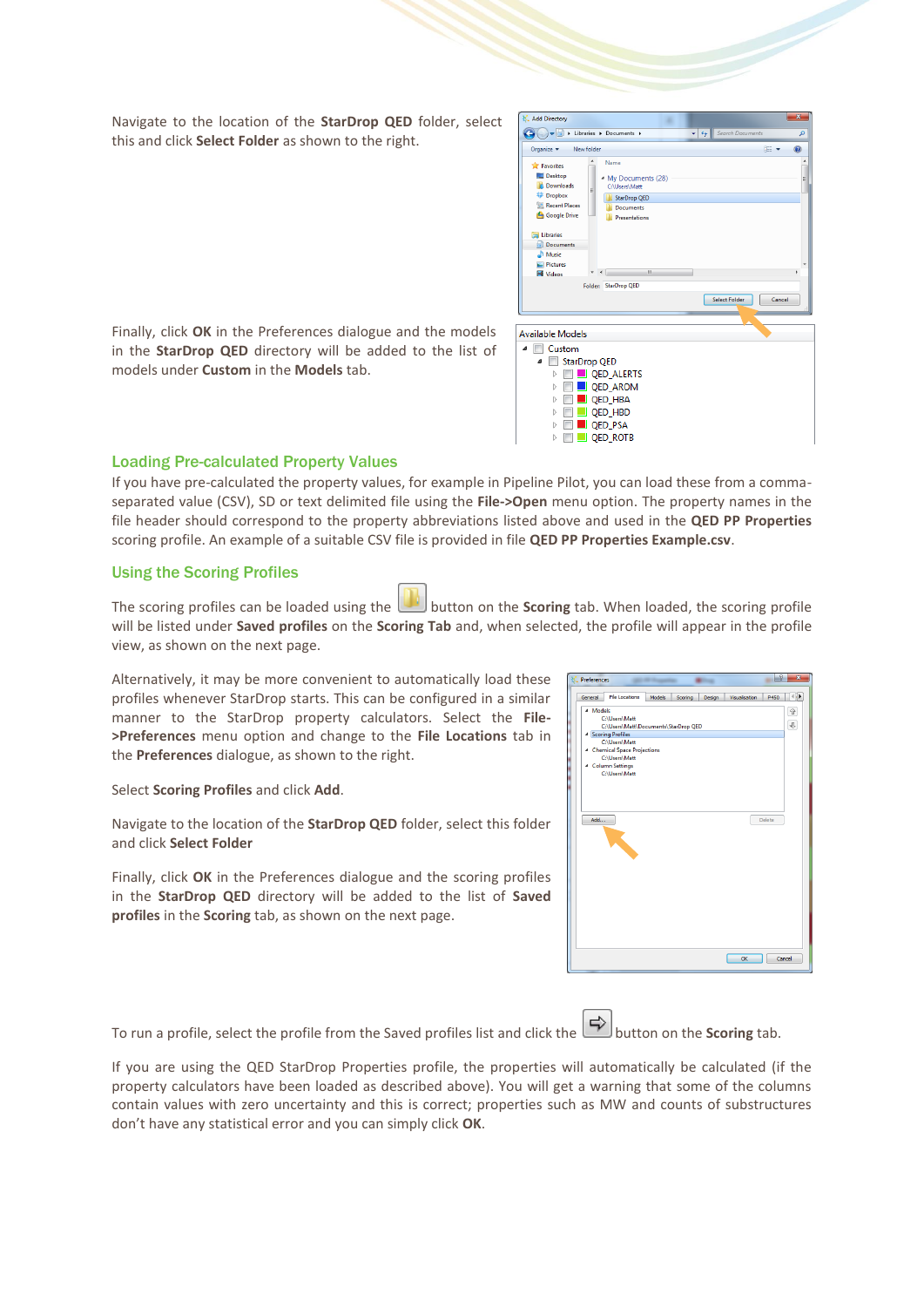Navigate to the location of the **StarDrop QED** folder, select this and click **Select Folder** as shown to the right.

Finally, click **OK** in the Preferences dialogue and the models in the **StarDrop QED** directory will be added to the list of models under **Custom** in the **Models** tab.

## Loading Pre-calculated Property Values

If you have pre-calculated the property values, for example in Pipeline Pilot, you can load these from a comma-separated value (CSV), SD or text delimited file using the **File->Open** menu option. The property names in the file header should correspond to the property abbreviations listed above and used in the **QED PP Properties** scoring profile. An example of a suitable CSV file is provided in file **QED PP Properties Example.csv**.

## Using the Scoring Profiles

The scoring profiles can be loaded using the button on the **Scoring** tab. When loaded, the scoring profile will be listed under **Saved profiles** on the **Scoring Tab** and, when selected, the profile will appear in the profile view, as shown on the next page.

Alternatively, it may be more convenient to automatically load these profiles whenever StarDrop starts. This can be configured in a similar manner to the StarDrop property calculators. Select the **File->Preferences** menu option and change to the **File Locations** tab in the **Preferences** dialogue, as shown to the right.

Select **Scoring Profiles** and click **Add**.

Navigate to the location of the **StarDrop QED** folder, select this folder and click **Select Folder**

Finally, click **OK** in the Preferences dialogue and the scoring profiles in the **StarDrop QED** directory will be added to the list of **Saved profiles** in the **Scoring** tab, as shown on the next page.

To run a profile, select the profile from the Saved profiles list and click the button on the **Scoring** tab.

If you are using the QED StarDrop Properties profile, the properties will automatically be calculated (if the property calculators have been loaded as described above). You will get a warning that some of the columns contain values with zero uncertainty and this is correct; properties such as MW and counts of substructures don't have any statistical error and you can simply click **OK**.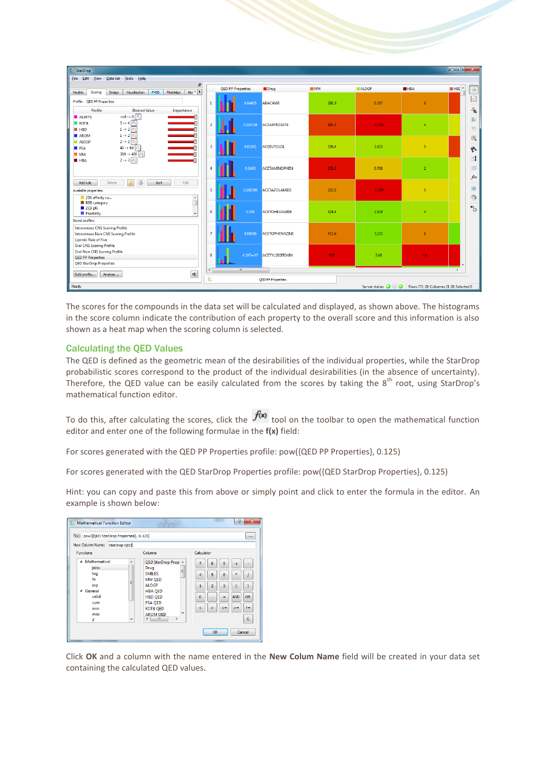The scores for the compounds in the data set will be calculated and displayed, as shown above. The histograms in the score column indicate the contribution of each property to the overall score and this information is also shown as a heat map when the scoring column is selected.

## Calculating the QED Values

The QED is defined as the geometric mean of the desirabilities of the individual properties, while the StarDrop probabilistic scores correspond to the product of the individual desirabilities (in the absence of uncertainty). Therefore, the QED value can be easily calculated from the scores by taking the 8th root, using StarDrop's mathematical function editor.

To do this, after calculating the scores, click the $f(x)$ tool on the toolbar to open the mathematical function editor and enter one of the following formulae in the **f(x)** field:

For scores generated with the QED PP Properties profile: pow({QED PP Properties}, 0.125)

For scores generated with the QED StarDrop Properties profile: pow({QED StarDrop Properties}, 0.125)

Hint: you can copy and paste this from above or simply point and click to enter the formula in the editor. An example is shown below:

Click **OK** and a column with the name entered in the **New Colum Name** field will be created in your data set containing the calculated QED values.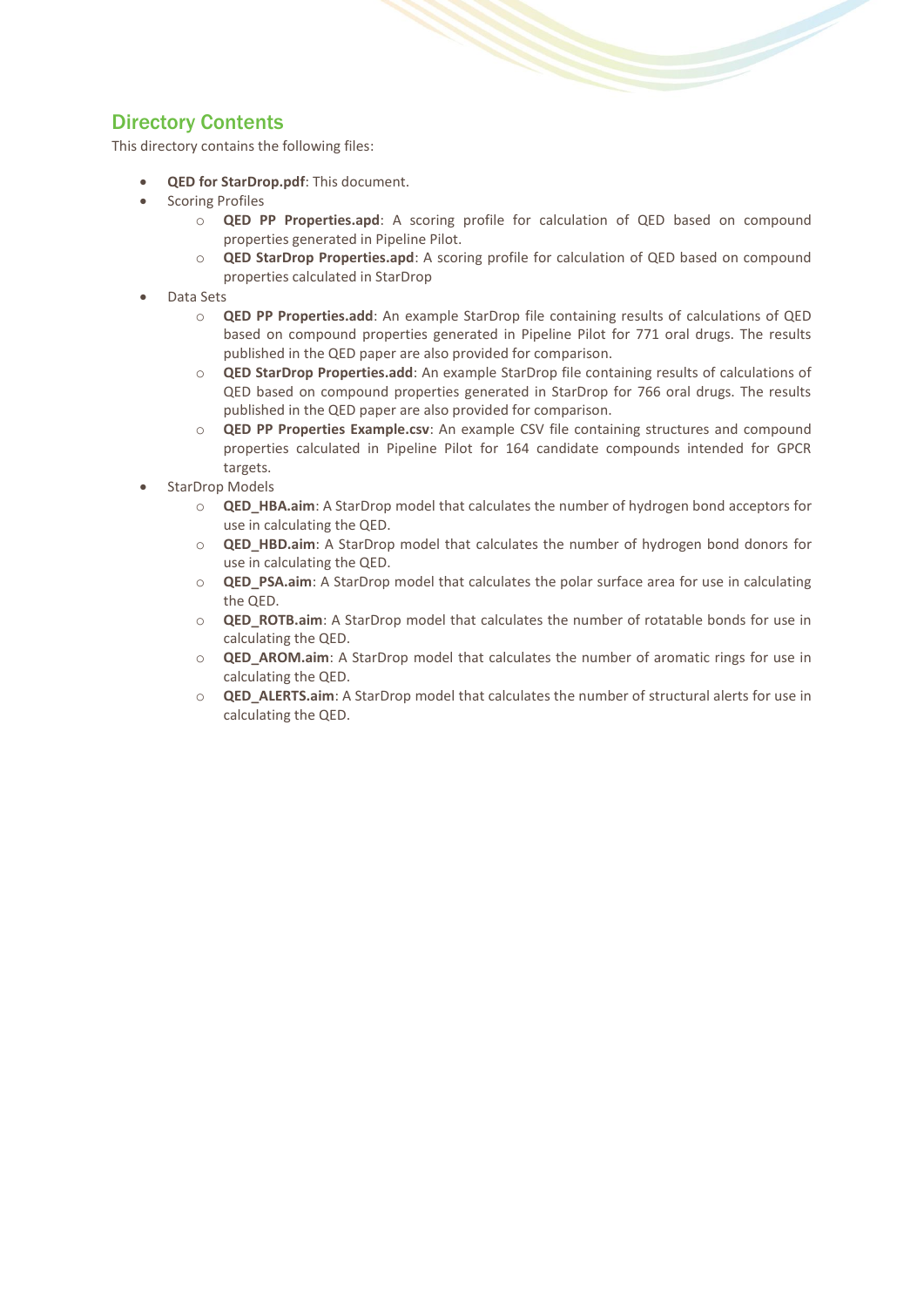## Directory Contents

This directory contains the following files:

- **QED for StarDrop.pdf**: This document.
- Scoring Profiles
  - **QED PP Properties.apd**: A scoring profile for calculation of QED based on compound properties generated in Pipeline Pilot.
  - **QED StarDrop Properties.apd**: A scoring profile for calculation of QED based on compound properties calculated in StarDrop
- Data Sets
  - **QED PP Properties.add**: An example StarDrop file containing results of calculations of QED based on compound properties generated in Pipeline Pilot for 771 oral drugs. The results published in the QED paper are also provided for comparison.
  - **QED StarDrop Properties.add**: An example StarDrop file containing results of calculations of QED based on compound properties generated in StarDrop for 766 oral drugs. The results published in the QED paper are also provided for comparison.
  - **QED PP Properties Example.csv**: An example CSV file containing structures and compound properties calculated in Pipeline Pilot for 164 candidate compounds intended for GPCR targets.
- StarDrop Models
  - **QED_HBA.aim**: A StarDrop model that calculates the number of hydrogen bond acceptors for use in calculating the QED.
  - **QED_HBD.aim**: A StarDrop model that calculates the number of hydrogen bond donors for use in calculating the QED.
  - **QED_PSA.aim**: A StarDrop model that calculates the polar surface area for use in calculating the QED.
  - **QED_ROTB.aim**: A StarDrop model that calculates the number of rotatable bonds for use in calculating the QED.
  - **QED_AROM.aim**: A StarDrop model that calculates the number of aromatic rings for use in calculating the QED.
  - **QED_ALERTS.aim**: A StarDrop model that calculates the number of structural alerts for use in calculating the QED.